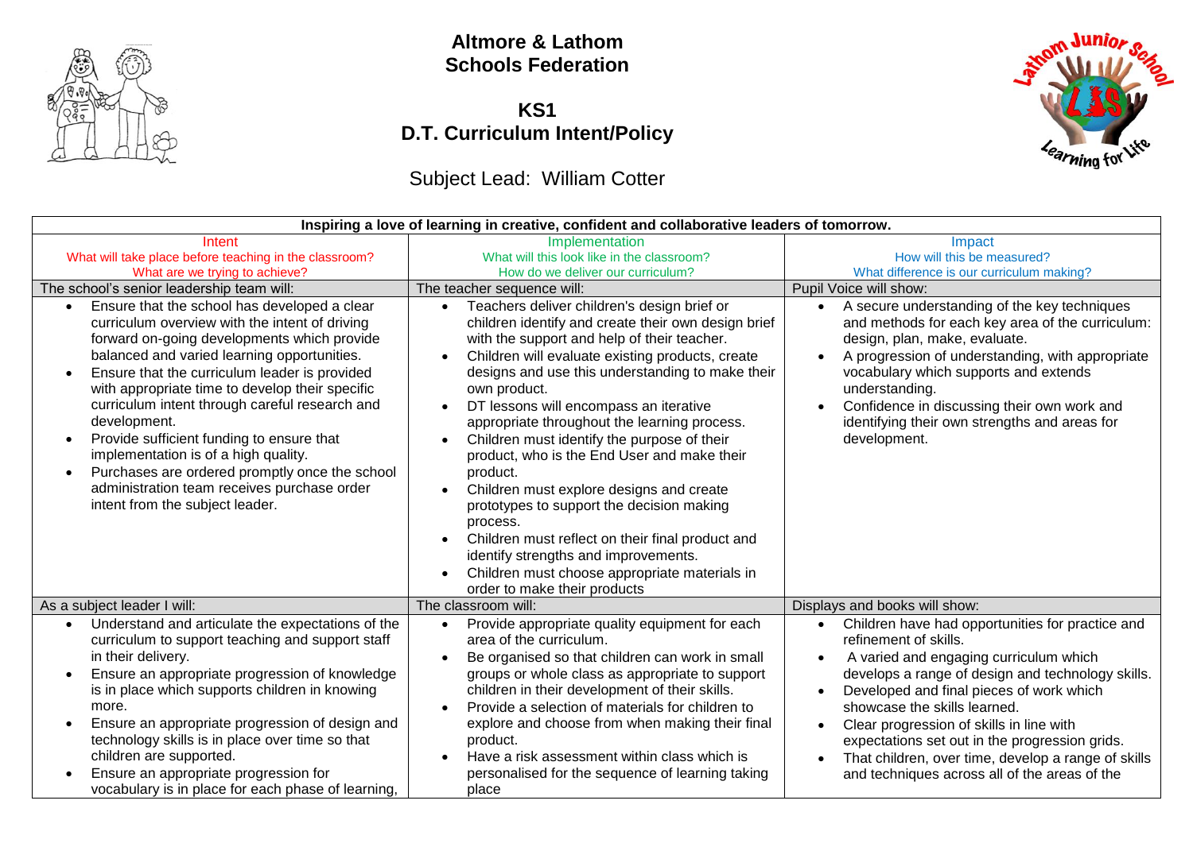# Altmore & Lathom Schools Federation

## KS1
## D.T. Curriculum Intent/Policy

Subject Lead: William Cotter

| Inspiring a love of learning in creative, confident and collaborative leaders of tomorrow. | | |
|---|---|---|
| Intent<br>What will take place before teaching in the classroom?<br>What are we trying to achieve? | Implementation<br>What will this look like in the classroom?<br>How do we deliver our curriculum? | Impact<br>How will this be measured?<br>What difference is our curriculum making? |
| The school's senior leadership team will: | The teacher sequence will: | Pupil Voice will show: |
| • Ensure that the school has developed a clear curriculum overview with the intent of driving forward on-going developments which provide balanced and varied learning opportunities.<br>• Ensure that the curriculum leader is provided with appropriate time to develop their specific curriculum intent through careful research and development.<br>• Provide sufficient funding to ensure that implementation is of a high quality.<br>• Purchases are ordered promptly once the school administration team receives purchase order intent from the subject leader. | • Teachers deliver children's design brief or children identify and create their own design brief with the support and help of their teacher.<br>• Children will evaluate existing products, create designs and use this understanding to make their own product.<br>• DT lessons will encompass an iterative appropriate throughout the learning process.<br>• Children must identify the purpose of their product, who is the End User and make their product.<br>• Children must explore designs and create prototypes to support the decision making process.<br>• Children must reflect on their final product and identify strengths and improvements.<br>• Children must choose appropriate materials in order to make their products | • A secure understanding of the key techniques and methods for each key area of the curriculum: design, plan, make, evaluate.<br>• A progression of understanding, with appropriate vocabulary which supports and extends understanding.<br>• Confidence in discussing their own work and identifying their own strengths and areas for development. |
| As a subject leader I will: | The classroom will: | Displays and books will show: |
| • Understand and articulate the expectations of the curriculum to support teaching and support staff in their delivery.<br>• Ensure an appropriate progression of knowledge is in place which supports children in knowing more.<br>• Ensure an appropriate progression of design and technology skills is in place over time so that children are supported.<br>• Ensure an appropriate progression for vocabulary is in place for each phase of learning, | • Provide appropriate quality equipment for each area of the curriculum.<br>• Be organised so that children can work in small groups or whole class as appropriate to support children in their development of their skills.<br>• Provide a selection of materials for children to explore and choose from when making their final product.<br>• Have a risk assessment within class which is personalised for the sequence of learning taking place | • Children have had opportunities for practice and refinement of skills.<br>• A varied and engaging curriculum which develops a range of design and technology skills.<br>• Developed and final pieces of work which showcase the skills learned.<br>• Clear progression of skills in line with expectations set out in the progression grids.<br>• That children, over time, develop a range of skills and techniques across all of the areas of the |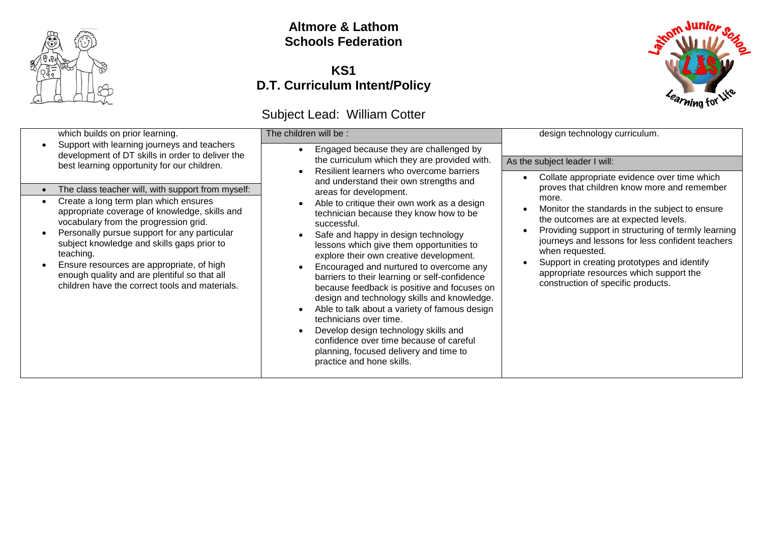# Altmore & Lathom Schools Federation

## KS1
## D.T. Curriculum Intent/Policy

Subject Lead: William Cotter

| | | |
|---|---|---|
| which builds on prior learning.<br>• Support with learning journeys and teachers development of DT skills in order to deliver the best learning opportunity for our children.<br><br>• The class teacher will, with support from myself:<br>• Create a long term plan which ensures appropriate coverage of knowledge, skills and vocabulary from the progression grid.<br>• Personally pursue support for any particular subject knowledge and skills gaps prior to teaching.<br>• Ensure resources are appropriate, of high enough quality and are plentiful so that all children have the correct tools and materials. | The children will be :<br>• Engaged because they are challenged by the curriculum which they are provided with.<br>• Resilient learners who overcome barriers and understand their own strengths and areas for development.<br>• Able to critique their own work as a design technician because they know how to be successful.<br>• Safe and happy in design technology lessons which give them opportunities to explore their own creative development.<br>• Encouraged and nurtured to overcome any barriers to their learning or self-confidence because feedback is positive and focuses on design and technology skills and knowledge.<br>• Able to talk about a variety of famous design technicians over time.<br>• Develop design technology skills and confidence over time because of careful planning, focused delivery and time to practice and hone skills. | design technology curriculum.<br><br>As the subject leader I will:<br>• Collate appropriate evidence over time which proves that children know more and remember more.<br>• Monitor the standards in the subject to ensure the outcomes are at expected levels.<br>• Providing support in structuring of termly learning journeys and lessons for less confident teachers when requested.<br>• Support in creating prototypes and identify appropriate resources which support the construction of specific products. |